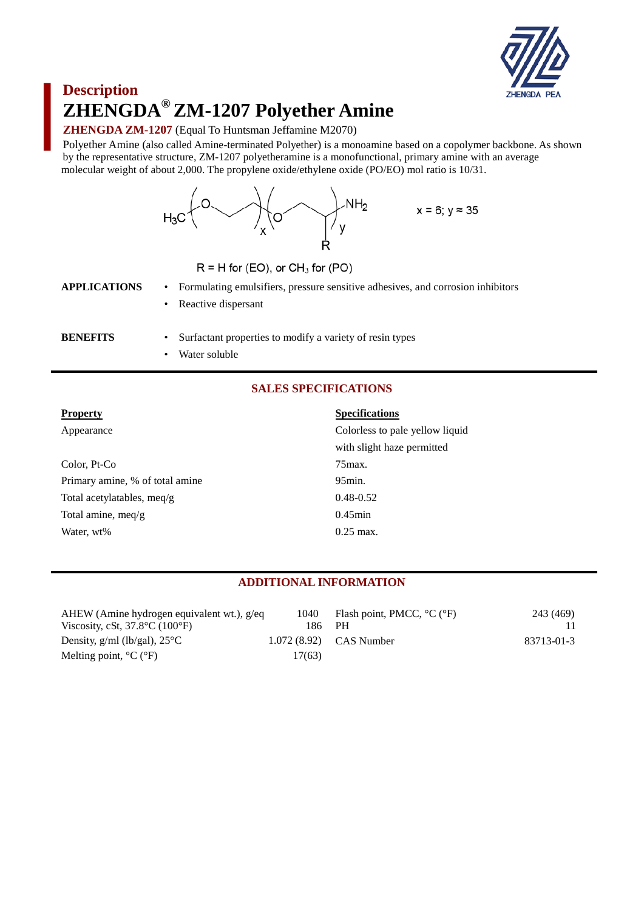ZHENGDA PEA

## Description

# ZHENGDA® ZM-1207 Polyether Amine

**ZHENGDA ZM-1207** (Equal To Huntsman Jeffamine M2070)

Polyether Amine (also called Amine-terminated Polyether) is a monoamine based on a copolymer backbone. As shown by the representative structure, ZM-1207 polyetheramine is a monofunctional, primary amine with an average molecular weight of about 2,000. The propylene oxide/ethylene oxide (PO/EO) mol ratio is 10/31.

$H_3C$, O, x, O, $NH_2$, y, R

x = 6; y ≈ 35

R = H for (EO), or $CH_3$ for (PO)

**APPLICATIONS**

- Formulating emulsifiers, pressure sensitive adhesives, and corrosion inhibitors
- Reactive dispersant

**BENEFITS**

- Surfactant properties to modify a variety of resin types
- Water soluble

## SALES SPECIFICATIONS

| Property | Specifications |
|---|---|
| Appearance | Colorless to pale yellow liquid with slight haze permitted |
| Color, Pt-Co | 75max. |
| Primary amine, % of total amine | 95min. |
| Total acetylatables, meq/g | 0.48-0.52 |
| Total amine, meq/g | 0.45min |
| Water, wt% | 0.25 max. |

## ADDITIONAL INFORMATION

| | | | |
|---|---|---|---|
| AHEW (Amine hydrogen equivalent wt.), g/eq | 1040 | Flash point, PMCC, °C (°F) | 243 (469) |
| Viscosity, cSt, 37.8°C (100°F) | 186 | PH | 11 |
| Density, g/ml (lb/gal), 25°C | 1.072 (8.92) | CAS Number | 83713-01-3 |
| Melting point, °C (°F) | 17(63) | | |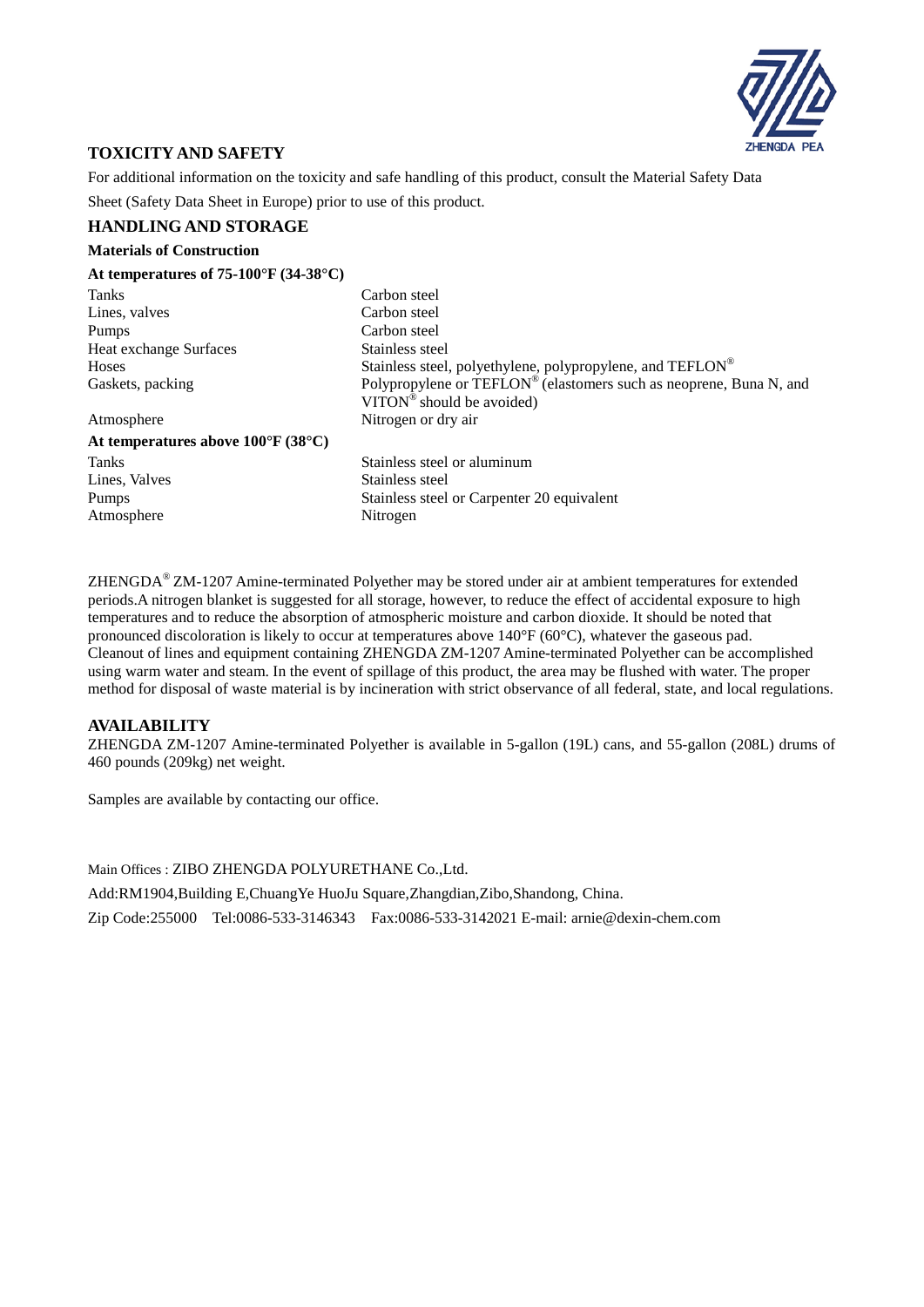## TOXICITY AND SAFETY

For additional information on the toxicity and safe handling of this product, consult the Material Safety Data Sheet (Safety Data Sheet in Europe) prior to use of this product.

## HANDLING AND STORAGE

**Materials of Construction**

**At temperatures of 75-100°F (34-38°C)**

| | |
|---|---|
| Tanks | Carbon steel |
| Lines, valves | Carbon steel |
| Pumps | Carbon steel |
| Heat exchange Surfaces | Stainless steel |
| Hoses | Stainless steel, polyethylene, polypropylene, and TEFLON® |
| Gaskets, packing | Polypropylene or TEFLON® (elastomers such as neoprene, Buna N, and VITON® should be avoided) |
| Atmosphere | Nitrogen or dry air |

**At temperatures above 100°F (38°C)**

| | |
|---|---|
| Tanks | Stainless steel or aluminum |
| Lines, Valves | Stainless steel |
| Pumps | Stainless steel or Carpenter 20 equivalent |
| Atmosphere | Nitrogen |

ZHENGDA® ZM-1207 Amine-terminated Polyether may be stored under air at ambient temperatures for extended periods.A nitrogen blanket is suggested for all storage, however, to reduce the effect of accidental exposure to high temperatures and to reduce the absorption of atmospheric moisture and carbon dioxide. It should be noted that pronounced discoloration is likely to occur at temperatures above 140°F (60°C), whatever the gaseous pad. Cleanout of lines and equipment containing ZHENGDA ZM-1207 Amine-terminated Polyether can be accomplished using warm water and steam. In the event of spillage of this product, the area may be flushed with water. The proper method for disposal of waste material is by incineration with strict observance of all federal, state, and local regulations.

## AVAILABILITY

ZHENGDA ZM-1207 Amine-terminated Polyether is available in 5-gallon (19L) cans, and 55-gallon (208L) drums of 460 pounds (209kg) net weight.

Samples are available by contacting our office.

Main Offices : ZIBO ZHENGDA POLYURETHANE Co.,Ltd.

Add:RM1904,Building E,ChuangYe HuoJu Square,Zhangdian,Zibo,Shandong, China.

Zip Code:255000 Tel:0086-533-3146343 Fax:0086-533-3142021 E-mail: arnie@dexin-chem.com